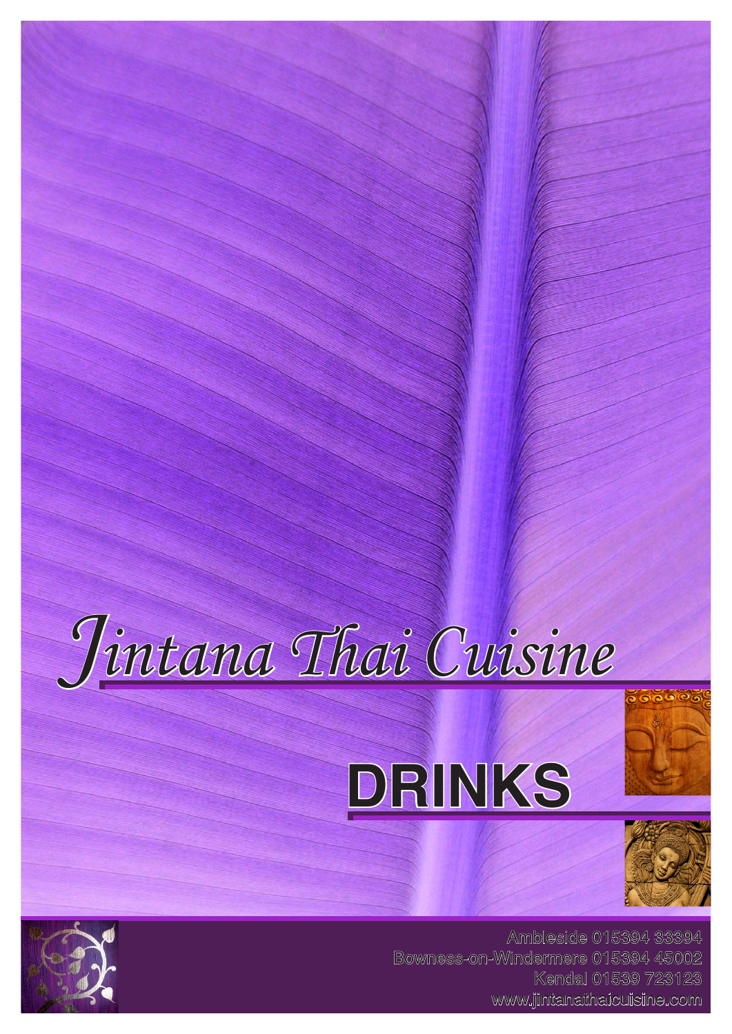# Jintana Thai Cuisine

## DRINKS

Ambleside 015394 33394
Bowness-on-Windermere 015394 45002
Kendal 01539 723123
www.jintanathaicuisine.com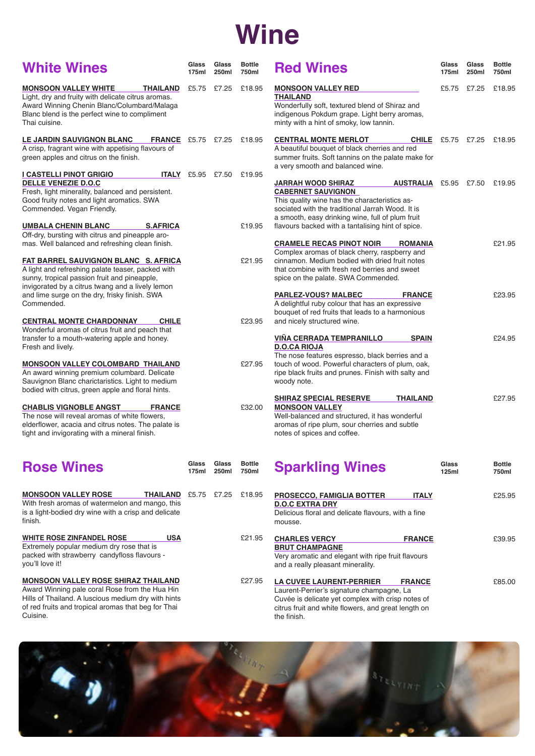# Wine

## White Wines

| Wine | Glass 175ml | Glass 250ml | Bottle 750ml |
|---|---|---|---|
| **MONSOON VALLEY WHITE — THAILAND**<br>Light, dry and fruity with delicate citrus aromas. Award Winning Chenin Blanc/Columbard/Malaga Blanc blend is the perfect wine to compliment Thai cuisine. | £5.75 | £7.25 | £18.95 |
| **LE JARDIN SAUVIGNON BLANC — FRANCE**<br>A crisp, fragrant wine with appetising flavours of green apples and citrus on the finish. | £5.75 | £7.25 | £18.95 |
| **I CASTELLI PINOT GRIGIO DELLE VENEZIE D.O.C — ITALY**<br>Fresh, light minerality, balanced and persistent. Good fruity notes and light aromatics. SWA Commended. Vegan Friendly. | £5.95 | £7.50 | £19.95 |
| **UMBALA CHENIN BLANC — S.AFRICA**<br>Off-dry, bursting with citrus and pineapple aromas. Well balanced and refreshing clean finish. | | | £19.95 |
| **FAT BARREL SAUVIGNON BLANC — S. AFRICA**<br>A light and refreshing palate teaser, packed with sunny, tropical passion fruit and pineapple, invigorated by a citrus twang and a lively lemon and lime surge on the dry, frisky finish. SWA Commended. | | | £21.95 |
| **CENTRAL MONTE CHARDONNAY — CHILE**<br>Wonderful aromas of citrus fruit and peach that transfer to a mouth-watering apple and honey. Fresh and lively. | | | £23.95 |
| **MONSOON VALLEY COLOMBARD — THAILAND**<br>An award winning premium columbard. Delicate Sauvignon Blanc charictaristics. Light to medium bodied with citrus, green apple and floral hints. | | | £27.95 |
| **CHABLIS VIGNOBLE ANGST — FRANCE**<br>The nose will reveal aromas of white flowers, elderflower, acacia and citrus notes. The palate is tight and invigorating with a mineral finish. | | | £32.00 |

## Red Wines

| Wine | Glass 175ml | Glass 250ml | Bottle 750ml |
|---|---|---|---|
| **MONSOON VALLEY RED THAILAND**<br>Wonderfully soft, textured blend of Shiraz and indigenous Pokdum grape. Light berry aromas, minty with a hint of smoky, low tannin. | £5.75 | £7.25 | £18.95 |
| **CENTRAL MONTE MERLOT — CHILE**<br>A beautiful bouquet of black cherries and red summer fruits. Soft tannins on the palate make for a very smooth and balanced wine. | £5.75 | £7.25 | £18.95 |
| **JARRAH WOOD SHIRAZ CABERNET SAUVIGNON — AUSTRALIA**<br>This quality wine has the characteristics associated with the traditional Jarrah Wood. It is a smooth, easy drinking wine, full of plum fruit flavours backed with a tantalising hint of spice. | £5.95 | £7.50 | £19.95 |
| **CRAMELE RECAS PINOT NOIR — ROMANIA**<br>Complex aromas of black cherry, raspberry and cinnamon. Medium bodied with dried fruit notes that combine with fresh red berries and sweet spice on the palate. SWA Commended. | | | £21.95 |
| **PARLEZ-VOUS? MALBEC — FRANCE**<br>A delightful ruby colour that has an expressive bouquet of red fruits that leads to a harmonious and nicely structured wine. | | | £23.95 |
| **VIÑA CERRADA TEMPRANILLO D.O.CA RIOJA — SPAIN**<br>The nose features espresso, black berries and a touch of wood. Powerful characters of plum, oak, ripe black fruits and prunes. Finish with salty and woody note. | | | £24.95 |
| **SHIRAZ SPECIAL RESERVE MONSOON VALLEY — THAILAND**<br>Well-balanced and structured, it has wonderful aromas of ripe plum, sour cherries and subtle notes of spices and coffee. | | | £27.95 |

## Rose Wines

| Wine | Glass 175ml | Glass 250ml | Bottle 750ml |
|---|---|---|---|
| **MONSOON VALLEY ROSE — THAILAND**<br>With fresh aromas of watermelon and mango, this is a light-bodied dry wine with a crisp and delicate finish. | £5.75 | £7.25 | £18.95 |
| **WHITE ROSE ZINFANDEL ROSE — USA**<br>Extremely popular medium dry rose that is packed with strawberry candyfloss flavours - you'll love it! | | | £21.95 |
| **MONSOON VALLEY ROSE SHIRAZ — THAILAND**<br>Award Winning pale coral Rose from the Hua Hin Hills of Thailand. A luscious medium dry with hints of red fruits and tropical aromas that beg for Thai Cuisine. | | | £27.95 |

## Sparkling Wines

| Wine | Glass 125ml | Bottle 750ml |
|---|---|---|
| **PROSECCO, FAMIGLIA BOTTER D.O.C EXTRA DRY — ITALY**<br>Delicious floral and delicate flavours, with a fine mousse. | | £25.95 |
| **CHARLES VERCY BRUT CHAMPAGNE — FRANCE**<br>Very aromatic and elegant with ripe fruit flavours and a really pleasant minerality. | | £39.95 |
| **LA CUVEE LAURENT-PERRIER — FRANCE**<br>Laurent-Perrier's signature champagne, La Cuvée is delicate yet complex with crisp notes of citrus fruit and white flowers, and great length on the finish. | | £85.00 |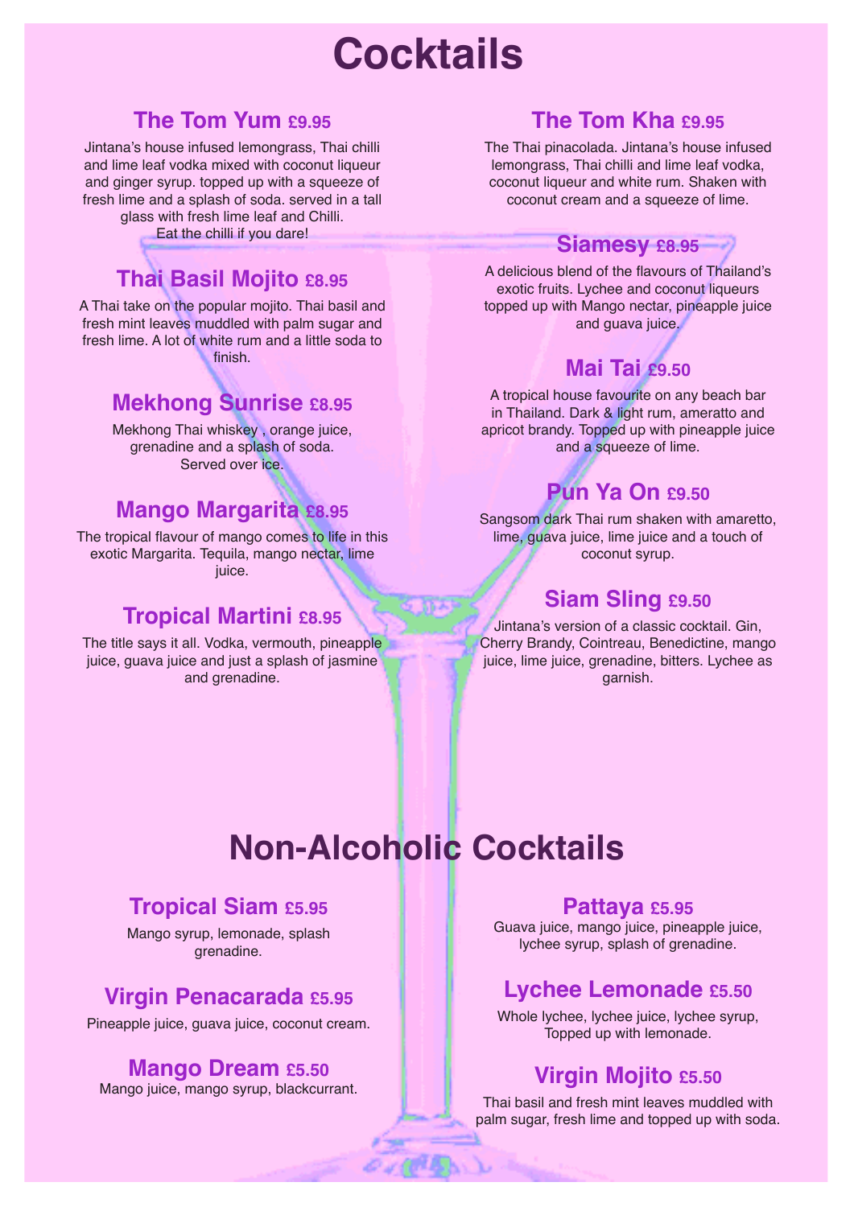# Cocktails

## The Tom Yum £9.95

Jintana's house infused lemongrass, Thai chilli and lime leaf vodka mixed with coconut liqueur and ginger syrup. topped up with a squeeze of fresh lime and a splash of soda. served in a tall glass with fresh lime leaf and Chilli. Eat the chilli if you dare!

## Thai Basil Mojito £8.95

A Thai take on the popular mojito. Thai basil and fresh mint leaves muddled with palm sugar and fresh lime. A lot of white rum and a little soda to finish.

## Mekhong Sunrise £8.95

Mekhong Thai whiskey , orange juice, grenadine and a splash of soda. Served over ice.

## Mango Margarita £8.95

The tropical flavour of mango comes to life in this exotic Margarita. Tequila, mango nectar, lime juice.

## Tropical Martini £8.95

The title says it all. Vodka, vermouth, pineapple juice, guava juice and just a splash of jasmine and grenadine.

## The Tom Kha £9.95

The Thai pinacolada. Jintana's house infused lemongrass, Thai chilli and lime leaf vodka, coconut liqueur and white rum. Shaken with coconut cream and a squeeze of lime.

## Siamesy £8.95

A delicious blend of the flavours of Thailand's exotic fruits. Lychee and coconut liqueurs topped up with Mango nectar, pineapple juice and guava juice.

## Mai Tai £9.50

A tropical house favourite on any beach bar in Thailand. Dark & light rum, ameratto and apricot brandy. Topped up with pineapple juice and a squeeze of lime.

## Pun Ya On £9.50

Sangsom dark Thai rum shaken with amaretto, lime, guava juice, lime juice and a touch of coconut syrup.

## Siam Sling £9.50

Jintana's version of a classic cocktail. Gin, Cherry Brandy, Cointreau, Benedictine, mango juice, lime juice, grenadine, bitters. Lychee as garnish.

# Non-Alcoholic Cocktails

## Tropical Siam £5.95

Mango syrup, lemonade, splash grenadine.

## Virgin Penacarada £5.95

Pineapple juice, guava juice, coconut cream.

## Mango Dream £5.50

Mango juice, mango syrup, blackcurrant.

## Pattaya £5.95

Guava juice, mango juice, pineapple juice, lychee syrup, splash of grenadine.

## Lychee Lemonade £5.50

Whole lychee, lychee juice, lychee syrup, Topped up with lemonade.

## Virgin Mojito £5.50

Thai basil and fresh mint leaves muddled with palm sugar, fresh lime and topped up with soda.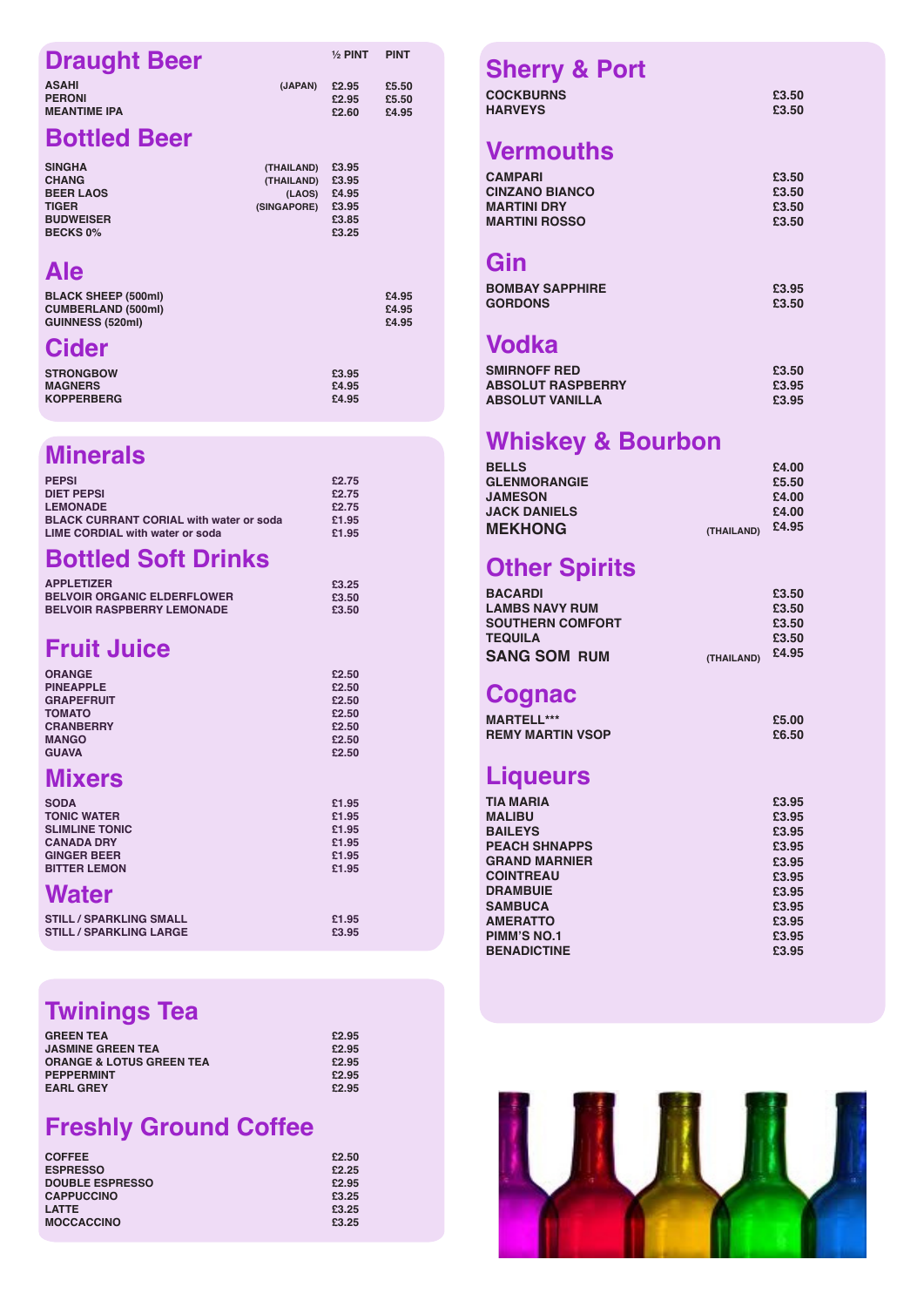## Draught Beer

| | | ½ PINT | PINT |
|---|---|---|---|
| ASAHI | (JAPAN) | £2.95 | £5.50 |
| PERONI | | £2.95 | £5.50 |
| MEANTIME IPA | | £2.60 | £4.95 |

## Bottled Beer

| | | |
|---|---|---|
| SINGHA | (THAILAND) | £3.95 |
| CHANG | (THAILAND) | £3.95 |
| BEER LAOS | (LAOS) | £4.95 |
| TIGER | (SINGAPORE) | £3.95 |
| BUDWEISER | | £3.85 |
| BECKS 0% | | £3.25 |

## Ale

| | |
|---|---|
| BLACK SHEEP (500ml) | £4.95 |
| CUMBERLAND (500ml) | £4.95 |
| GUINNESS (520ml) | £4.95 |

## Cider

| | |
|---|---|
| STRONGBOW | £3.95 |
| MAGNERS | £4.95 |
| KOPPERBERG | £4.95 |

## Minerals

| | |
|---|---|
| PEPSI | £2.75 |
| DIET PEPSI | £2.75 |
| LEMONADE | £2.75 |
| BLACK CURRANT CORIAL with water or soda | £1.95 |
| LIME CORDIAL with water or soda | £1.95 |

## Bottled Soft Drinks

| | |
|---|---|
| APPLETIZER | £3.25 |
| BELVOIR ORGANIC ELDERFLOWER | £3.50 |
| BELVOIR RASPBERRY LEMONADE | £3.50 |

## Fruit Juice

| | |
|---|---|
| ORANGE | £2.50 |
| PINEAPPLE | £2.50 |
| GRAPEFRUIT | £2.50 |
| TOMATO | £2.50 |
| CRANBERRY | £2.50 |
| MANGO | £2.50 |
| GUAVA | £2.50 |

## Mixers

| | |
|---|---|
| SODA | £1.95 |
| TONIC WATER | £1.95 |
| SLIMLINE TONIC | £1.95 |
| CANADA DRY | £1.95 |
| GINGER BEER | £1.95 |
| BITTER LEMON | £1.95 |

## Water

| | |
|---|---|
| STILL / SPARKLING SMALL | £1.95 |
| STILL / SPARKLING LARGE | £3.95 |

## Twinings Tea

| | |
|---|---|
| GREEN TEA | £2.95 |
| JASMINE GREEN TEA | £2.95 |
| ORANGE & LOTUS GREEN TEA | £2.95 |
| PEPPERMINT | £2.95 |
| EARL GREY | £2.95 |

## Freshly Ground Coffee

| | |
|---|---|
| COFFEE | £2.50 |
| ESPRESSO | £2.25 |
| DOUBLE ESPRESSO | £2.95 |
| CAPPUCCINO | £3.25 |
| LATTE | £3.25 |
| MOCCACCINO | £3.25 |

## Sherry & Port

| | |
|---|---|
| COCKBURNS | £3.50 |
| HARVEYS | £3.50 |

## Vermouths

| | |
|---|---|
| CAMPARI | £3.50 |
| CINZANO BIANCO | £3.50 |
| MARTINI DRY | £3.50 |
| MARTINI ROSSO | £3.50 |

## Gin

| | |
|---|---|
| BOMBAY SAPPHIRE | £3.95 |
| GORDONS | £3.50 |

## Vodka

| | |
|---|---|
| SMIRNOFF RED | £3.50 |
| ABSOLUT RASPBERRY | £3.95 |
| ABSOLUT VANILLA | £3.95 |

## Whiskey & Bourbon

| | | |
|---|---|---|
| BELLS | | £4.00 |
| GLENMORANGIE | | £5.50 |
| JAMESON | | £4.00 |
| JACK DANIELS | | £4.00 |
| MEKHONG | (THAILAND) | £4.95 |

## Other Spirits

| | | |
|---|---|---|
| BACARDI | | £3.50 |
| LAMBS NAVY RUM | | £3.50 |
| SOUTHERN COMFORT | | £3.50 |
| TEQUILA | | £3.50 |
| SANG SOM RUM | (THAILAND) | £4.95 |

## Cognac

| | |
|---|---|
| MARTELL*** | £5.00 |
| REMY MARTIN VSOP | £6.50 |

## Liqueurs

| | |
|---|---|
| TIA MARIA | £3.95 |
| MALIBU | £3.95 |
| BAILEYS | £3.95 |
| PEACH SHNAPPS | £3.95 |
| GRAND MARNIER | £3.95 |
| COINTREAU | £3.95 |
| DRAMBUIE | £3.95 |
| SAMBUCA | £3.95 |
| AMERATTO | £3.95 |
| PIMM'S NO.1 | £3.95 |
| BENADICTINE | £3.95 |